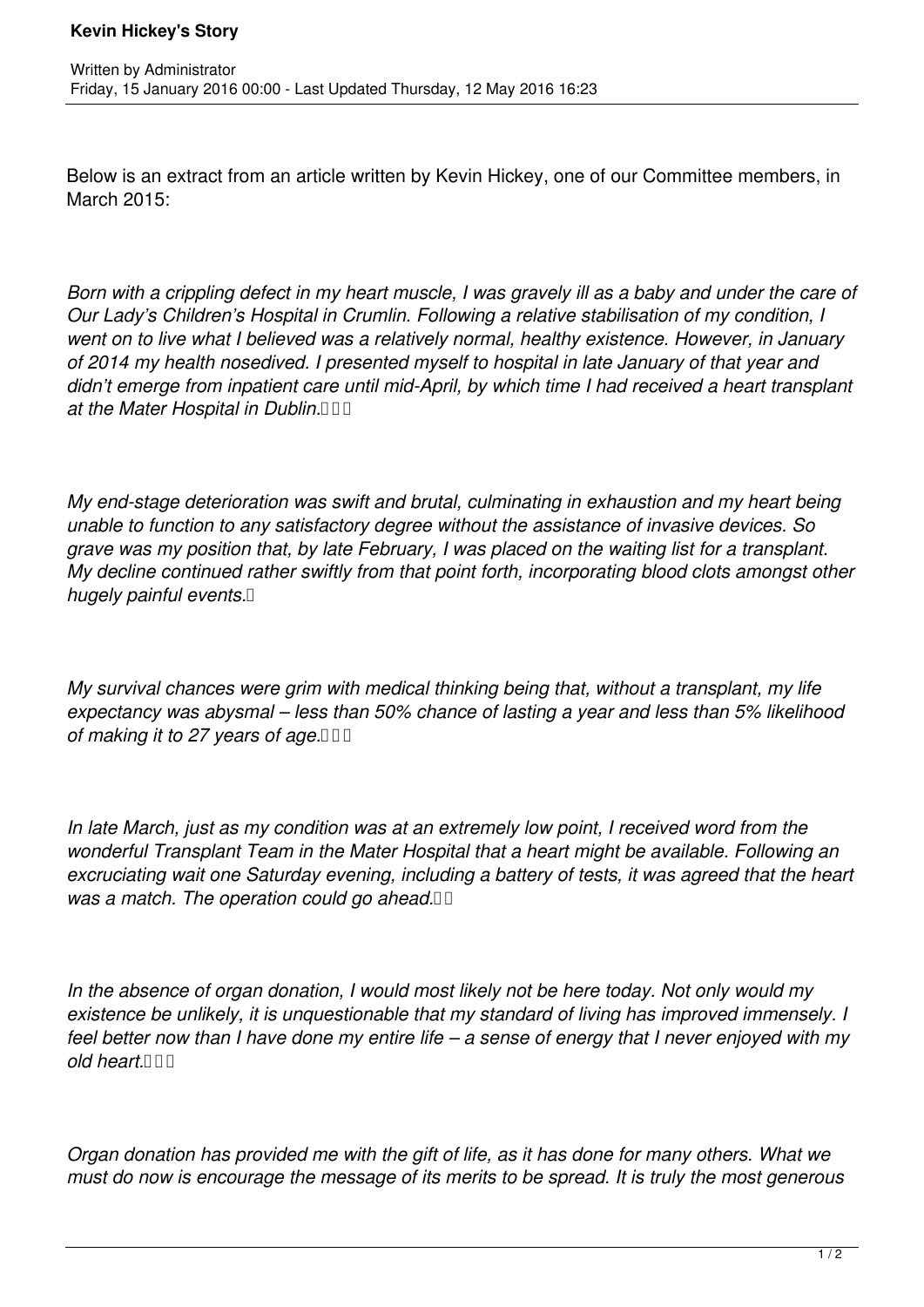# Kevin Hickey's Story

Written by Administrator
Friday, 15 January 2016 00:00 - Last Updated Thursday, 12 May 2016 16:23

Below is an extract from an article written by Kevin Hickey, one of our Committee members, in March 2015:

*Born with a crippling defect in my heart muscle, I was gravely ill as a baby and under the care of Our Lady's Children's Hospital in Crumlin. Following a relative stabilisation of my condition, I went on to live what I believed was a relatively normal, healthy existence. However, in January of 2014 my health nosedived. I presented myself to hospital in late January of that year and didn't emerge from inpatient care until mid-April, by which time I had received a heart transplant at the Mater Hospital in Dublin.*

*My end-stage deterioration was swift and brutal, culminating in exhaustion and my heart being unable to function to any satisfactory degree without the assistance of invasive devices. So grave was my position that, by late February, I was placed on the waiting list for a transplant. My decline continued rather swiftly from that point forth, incorporating blood clots amongst other hugely painful events.*

*My survival chances were grim with medical thinking being that, without a transplant, my life expectancy was abysmal – less than 50% chance of lasting a year and less than 5% likelihood of making it to 27 years of age.*

*In late March, just as my condition was at an extremely low point, I received word from the wonderful Transplant Team in the Mater Hospital that a heart might be available. Following an excruciating wait one Saturday evening, including a battery of tests, it was agreed that the heart was a match. The operation could go ahead.*

*In the absence of organ donation, I would most likely not be here today. Not only would my existence be unlikely, it is unquestionable that my standard of living has improved immensely. I feel better now than I have done my entire life – a sense of energy that I never enjoyed with my old heart.*

*Organ donation has provided me with the gift of life, as it has done for many others. What we must do now is encourage the message of its merits to be spread. It is truly the most generous*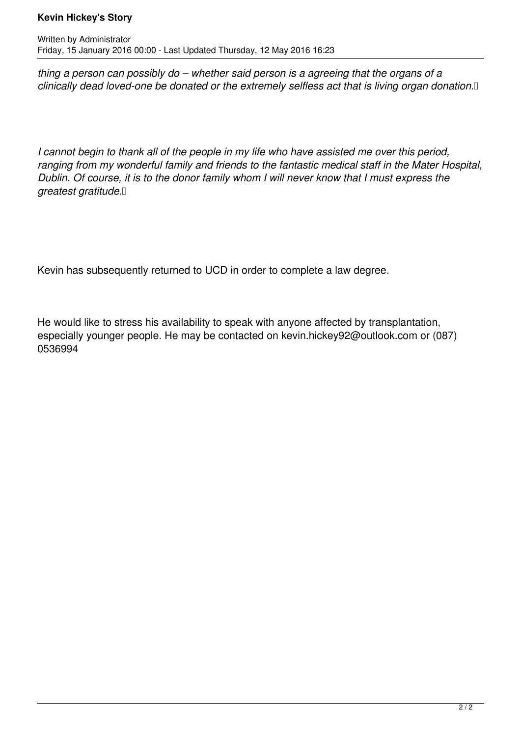*thing a person can possibly do – whether said person is a agreeing that the organs of a clinically dead loved-one be donated or the extremely selfless act that is living organ donation.*

*I cannot begin to thank all of the people in my life who have assisted me over this period, ranging from my wonderful family and friends to the fantastic medical staff in the Mater Hospital, Dublin. Of course, it is to the donor family whom I will never know that I must express the greatest gratitude.*

Kevin has subsequently returned to UCD in order to complete a law degree.

He would like to stress his availability to speak with anyone affected by transplantation, especially younger people. He may be contacted on kevin.hickey92@outlook.com or (087) 0536994